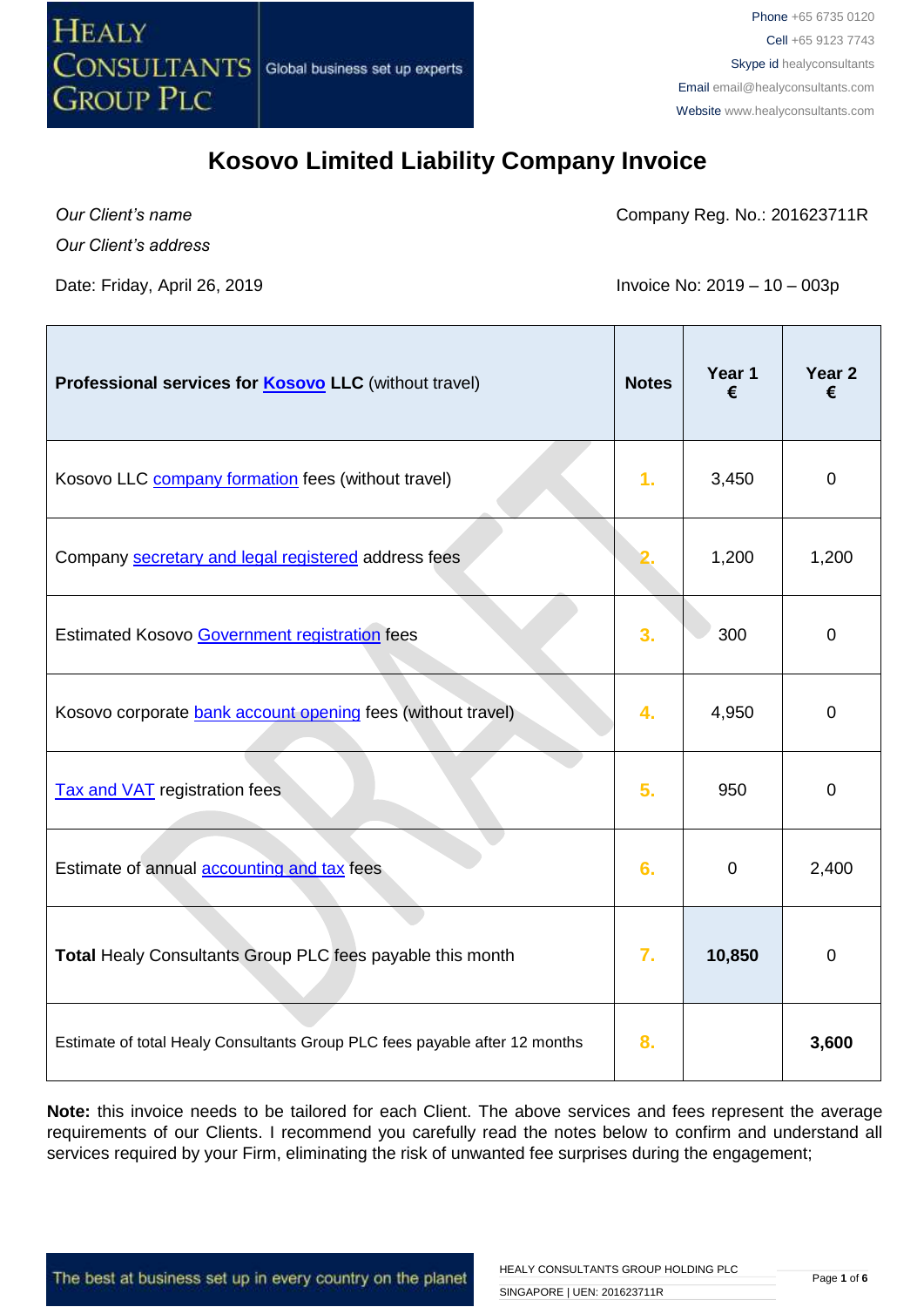HEALY CONSULTANTS GROUP PLC — Global business set up experts

Phone +65 6735 0120
Cell +65 9123 7743
Skype id healyconsultants
Email email@healyconsultants.com
Website www.healyconsultants.com

# Kosovo Limited Liability Company Invoice

*Our Client's name*

*Our Client's address*

Company Reg. No.: 201623711R

Date: Friday, April 26, 2019

Invoice No: 2019 – 10 – 003p

| **Professional services for Kosovo LLC** (without travel) | **Notes** | **Year 1 €** | **Year 2 €** |
|---|---|---|---|
| Kosovo LLC company formation fees (without travel) | 1. | 3,450 | 0 |
| Company secretary and legal registered address fees | 2. | 1,200 | 1,200 |
| Estimated Kosovo Government registration fees | 3. | 300 | 0 |
| Kosovo corporate bank account opening fees (without travel) | 4. | 4,950 | 0 |
| Tax and VAT registration fees | 5. | 950 | 0 |
| Estimate of annual accounting and tax fees | 6. | 0 | 2,400 |
| **Total** Healy Consultants Group PLC fees payable this month | 7. | **10,850** | 0 |
| Estimate of total Healy Consultants Group PLC fees payable after 12 months | 8. | | **3,600** |

**Note:** this invoice needs to be tailored for each Client. The above services and fees represent the average requirements of our Clients. I recommend you carefully read the notes below to confirm and understand all services required by your Firm, eliminating the risk of unwanted fee surprises during the engagement;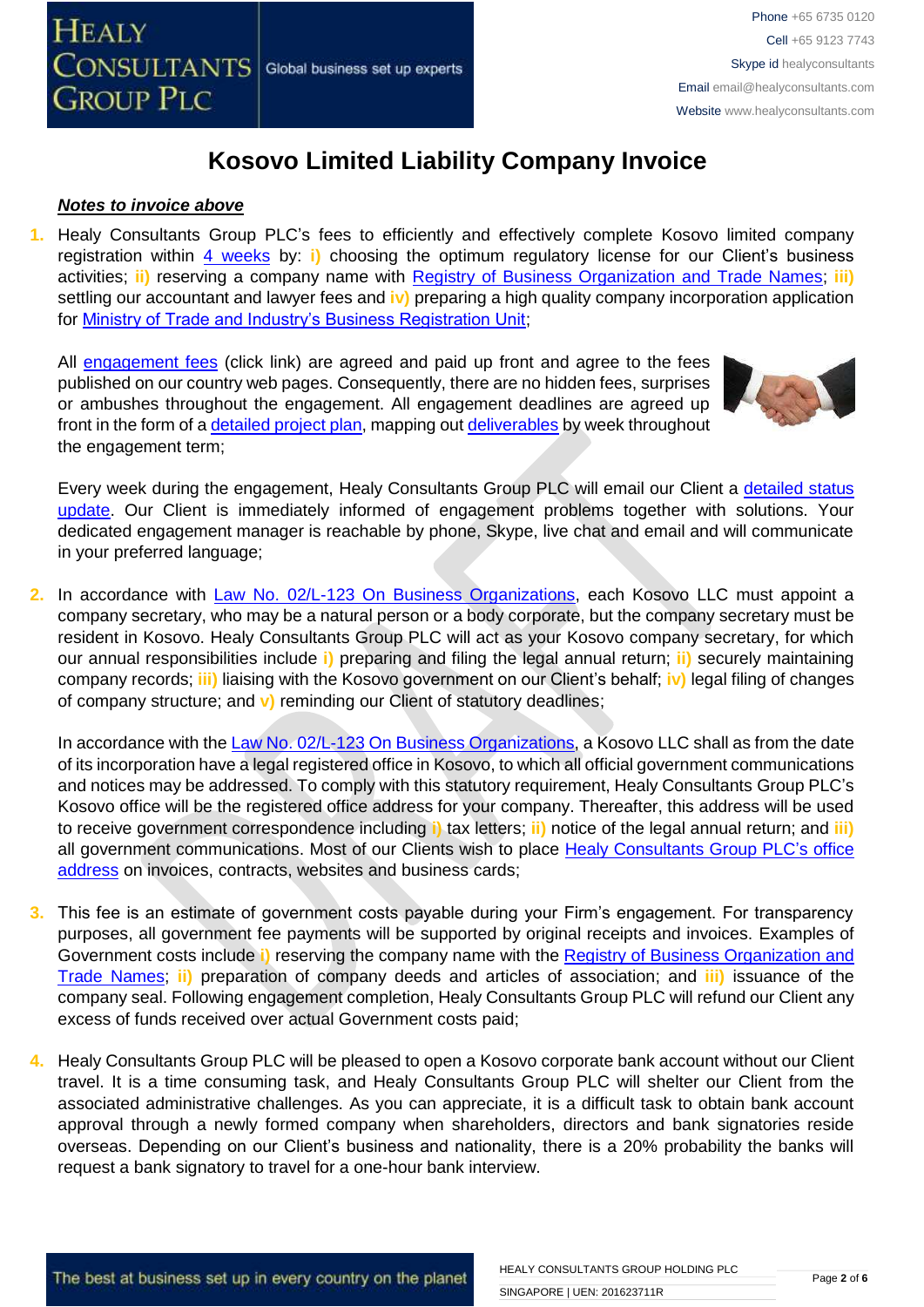# Kosovo Limited Liability Company Invoice

***Notes to invoice above***

1. Healy Consultants Group PLC's fees to efficiently and effectively complete Kosovo limited company registration within 4 weeks by: **i)** choosing the optimum regulatory license for our Client's business activities; **ii)** reserving a company name with Registry of Business Organization and Trade Names; **iii)** settling our accountant and lawyer fees and **iv)** preparing a high quality company incorporation application for Ministry of Trade and Industry's Business Registration Unit;

   All engagement fees (click link) are agreed and paid up front and agree to the fees published on our country web pages. Consequently, there are no hidden fees, surprises or ambushes throughout the engagement. All engagement deadlines are agreed up front in the form of a detailed project plan, mapping out deliverables by week throughout the engagement term;

   Every week during the engagement, Healy Consultants Group PLC will email our Client a detailed status update. Our Client is immediately informed of engagement problems together with solutions. Your dedicated engagement manager is reachable by phone, Skype, live chat and email and will communicate in your preferred language;

2. In accordance with Law No. 02/L-123 On Business Organizations, each Kosovo LLC must appoint a company secretary, who may be a natural person or a body corporate, but the company secretary must be resident in Kosovo. Healy Consultants Group PLC will act as your Kosovo company secretary, for which our annual responsibilities include **i)** preparing and filing the legal annual return; **ii)** securely maintaining company records; **iii)** liaising with the Kosovo government on our Client's behalf; **iv)** legal filing of changes of company structure; and **v)** reminding our Client of statutory deadlines;

   In accordance with the Law No. 02/L-123 On Business Organizations, a Kosovo LLC shall as from the date of its incorporation have a legal registered office in Kosovo, to which all official government communications and notices may be addressed. To comply with this statutory requirement, Healy Consultants Group PLC's Kosovo office will be the registered office address for your company. Thereafter, this address will be used to receive government correspondence including **i)** tax letters; **ii)** notice of the legal annual return; and **iii)** all government communications. Most of our Clients wish to place Healy Consultants Group PLC's office address on invoices, contracts, websites and business cards;

3. This fee is an estimate of government costs payable during your Firm's engagement. For transparency purposes, all government fee payments will be supported by original receipts and invoices. Examples of Government costs include **i)** reserving the company name with the Registry of Business Organization and Trade Names; **ii)** preparation of company deeds and articles of association; and **iii)** issuance of the company seal. Following engagement completion, Healy Consultants Group PLC will refund our Client any excess of funds received over actual Government costs paid;

4. Healy Consultants Group PLC will be pleased to open a Kosovo corporate bank account without our Client travel. It is a time consuming task, and Healy Consultants Group PLC will shelter our Client from the associated administrative challenges. As you can appreciate, it is a difficult task to obtain bank account approval through a newly formed company when shareholders, directors and bank signatories reside overseas. Depending on our Client's business and nationality, there is a 20% probability the banks will request a bank signatory to travel for a one-hour bank interview.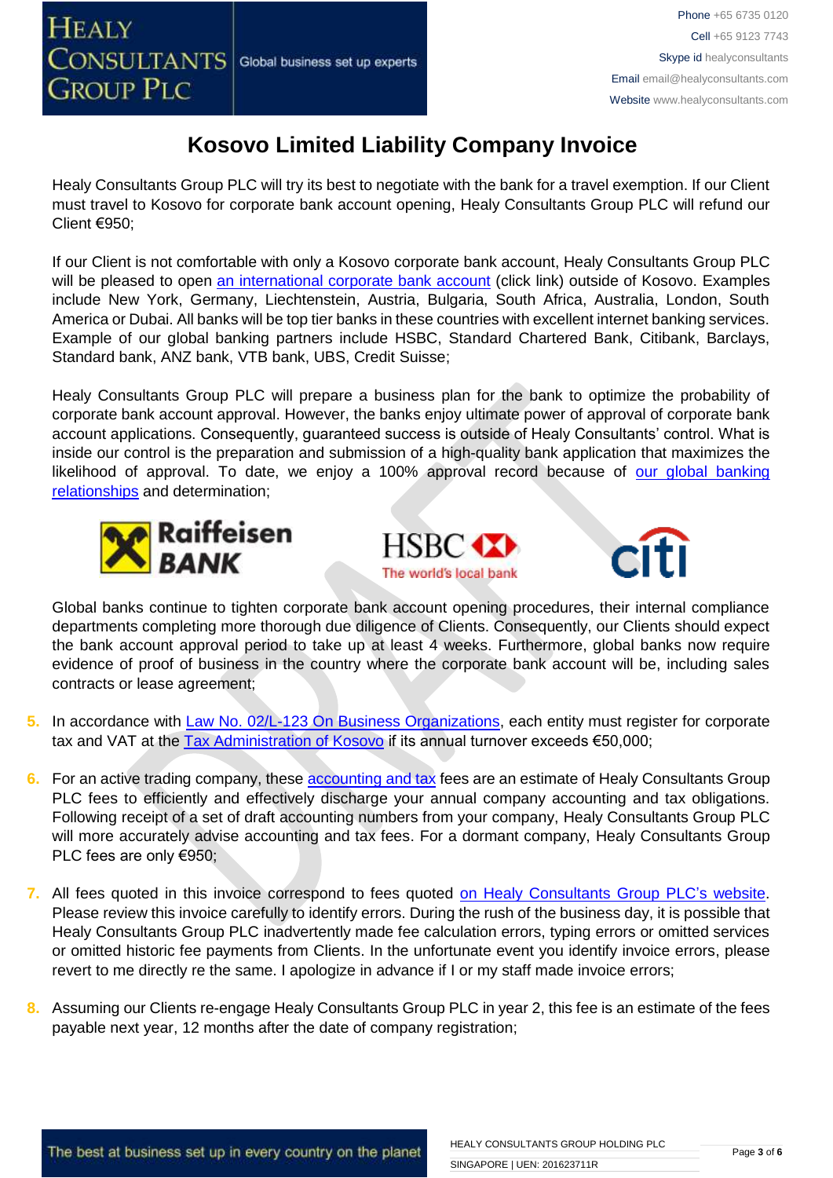# Kosovo Limited Liability Company Invoice

Healy Consultants Group PLC will try its best to negotiate with the bank for a travel exemption. If our Client must travel to Kosovo for corporate bank account opening, Healy Consultants Group PLC will refund our Client €950;

If our Client is not comfortable with only a Kosovo corporate bank account, Healy Consultants Group PLC will be pleased to open an international corporate bank account (click link) outside of Kosovo. Examples include New York, Germany, Liechtenstein, Austria, Bulgaria, South Africa, Australia, London, South America or Dubai. All banks will be top tier banks in these countries with excellent internet banking services. Example of our global banking partners include HSBC, Standard Chartered Bank, Citibank, Barclays, Standard bank, ANZ bank, VTB bank, UBS, Credit Suisse;

Healy Consultants Group PLC will prepare a business plan for the bank to optimize the probability of corporate bank account approval. However, the banks enjoy ultimate power of approval of corporate bank account applications. Consequently, guaranteed success is outside of Healy Consultants' control. What is inside our control is the preparation and submission of a high-quality bank application that maximizes the likelihood of approval. To date, we enjoy a 100% approval record because of our global banking relationships and determination;

Global banks continue to tighten corporate bank account opening procedures, their internal compliance departments completing more thorough due diligence of Clients. Consequently, our Clients should expect the bank account approval period to take up at least 4 weeks. Furthermore, global banks now require evidence of proof of business in the country where the corporate bank account will be, including sales contracts or lease agreement;

5. In accordance with Law No. 02/L-123 On Business Organizations, each entity must register for corporate tax and VAT at the Tax Administration of Kosovo if its annual turnover exceeds €50,000;

6. For an active trading company, these accounting and tax fees are an estimate of Healy Consultants Group PLC fees to efficiently and effectively discharge your annual company accounting and tax obligations. Following receipt of a set of draft accounting numbers from your company, Healy Consultants Group PLC will more accurately advise accounting and tax fees. For a dormant company, Healy Consultants Group PLC fees are only €950;

7. All fees quoted in this invoice correspond to fees quoted on Healy Consultants Group PLC's website. Please review this invoice carefully to identify errors. During the rush of the business day, it is possible that Healy Consultants Group PLC inadvertently made fee calculation errors, typing errors or omitted services or omitted historic fee payments from Clients. In the unfortunate event you identify invoice errors, please revert to me directly re the same. I apologize in advance if I or my staff made invoice errors;

8. Assuming our Clients re-engage Healy Consultants Group PLC in year 2, this fee is an estimate of the fees payable next year, 12 months after the date of company registration;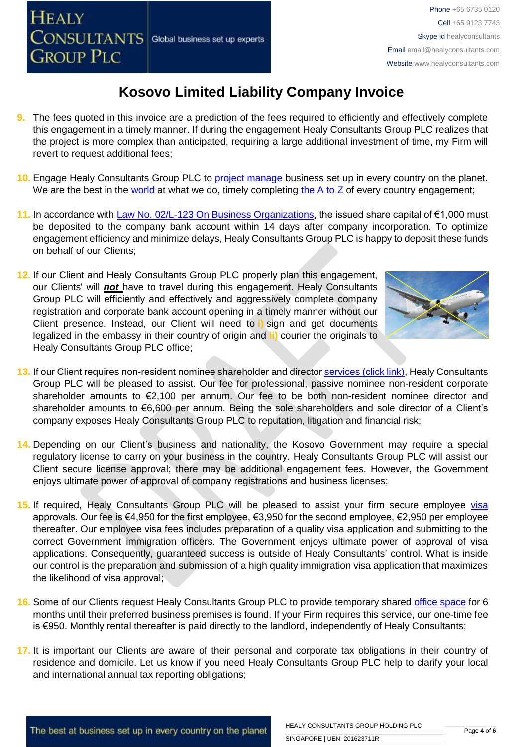# Kosovo Limited Liability Company Invoice

9. The fees quoted in this invoice are a prediction of the fees required to efficiently and effectively complete this engagement in a timely manner. If during the engagement Healy Consultants Group PLC realizes that the project is more complex than anticipated, requiring a large additional investment of time, my Firm will revert to request additional fees;

10. Engage Healy Consultants Group PLC to project manage business set up in every country on the planet. We are the best in the world at what we do, timely completing the A to Z of every country engagement;

11. In accordance with Law No. 02/L-123 On Business Organizations, the issued share capital of €1,000 must be deposited to the company bank account within 14 days after company incorporation. To optimize engagement efficiency and minimize delays, Healy Consultants Group PLC is happy to deposit these funds on behalf of our Clients;

12. If our Client and Healy Consultants Group PLC properly plan this engagement, our Clients' will ***not*** have to travel during this engagement. Healy Consultants Group PLC will efficiently and effectively and aggressively complete company registration and corporate bank account opening in a timely manner without our Client presence. Instead, our Client will need to **i)** sign and get documents legalized in the embassy in their country of origin and **ii)** courier the originals to Healy Consultants Group PLC office;

13. If our Client requires non-resident nominee shareholder and director services (click link), Healy Consultants Group PLC will be pleased to assist. Our fee for professional, passive nominee non-resident corporate shareholder amounts to €2,100 per annum. Our fee to be both non-resident nominee director and shareholder amounts to €6,600 per annum. Being the sole shareholders and sole director of a Client's company exposes Healy Consultants Group PLC to reputation, litigation and financial risk;

14. Depending on our Client's business and nationality, the Kosovo Government may require a special regulatory license to carry on your business in the country. Healy Consultants Group PLC will assist our Client secure license approval; there may be additional engagement fees. However, the Government enjoys ultimate power of approval of company registrations and business licenses;

15. If required, Healy Consultants Group PLC will be pleased to assist your firm secure employee visa approvals. Our fee is €4,950 for the first employee, €3,950 for the second employee, €2,950 per employee thereafter. Our employee visa fees includes preparation of a quality visa application and submitting to the correct Government immigration officers. The Government enjoys ultimate power of approval of visa applications. Consequently, guaranteed success is outside of Healy Consultants' control. What is inside our control is the preparation and submission of a high quality immigration visa application that maximizes the likelihood of visa approval;

16. Some of our Clients request Healy Consultants Group PLC to provide temporary shared office space for 6 months until their preferred business premises is found. If your Firm requires this service, our one-time fee is €950. Monthly rental thereafter is paid directly to the landlord, independently of Healy Consultants;

17. It is important our Clients are aware of their personal and corporate tax obligations in their country of residence and domicile. Let us know if you need Healy Consultants Group PLC help to clarify your local and international annual tax reporting obligations;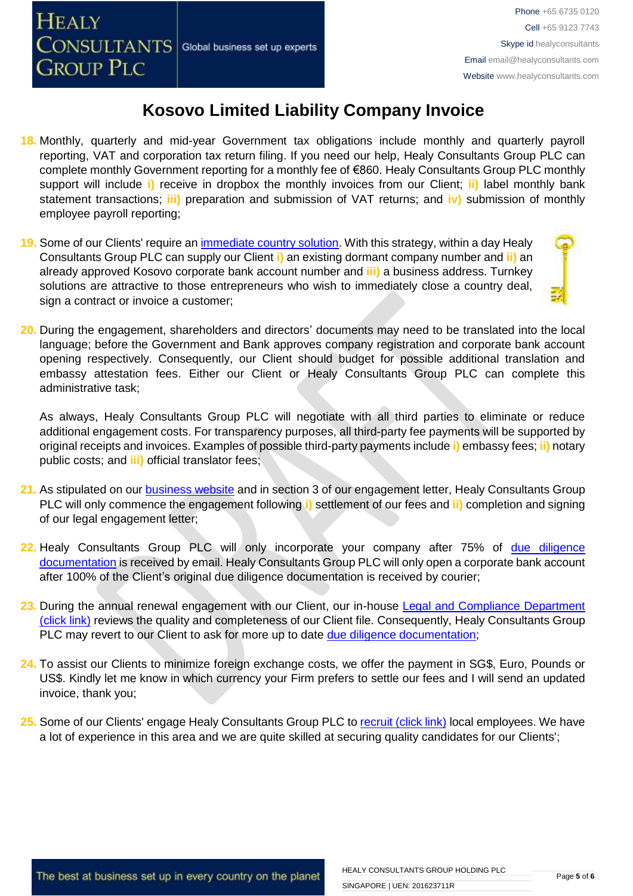# Kosovo Limited Liability Company Invoice

18. Monthly, quarterly and mid-year Government tax obligations include monthly and quarterly payroll reporting, VAT and corporation tax return filing. If you need our help, Healy Consultants Group PLC can complete monthly Government reporting for a monthly fee of €860. Healy Consultants Group PLC monthly support will include **i)** receive in dropbox the monthly invoices from our Client; **ii)** label monthly bank statement transactions; **iii)** preparation and submission of VAT returns; and **iv)** submission of monthly employee payroll reporting;

19. Some of our Clients' require an [immediate country solution](). With this strategy, within a day Healy Consultants Group PLC can supply our Client **i)** an existing dormant company number and **ii)** an already approved Kosovo corporate bank account number and **iii)** a business address. Turnkey solutions are attractive to those entrepreneurs who wish to immediately close a country deal, sign a contract or invoice a customer;

20. During the engagement, shareholders and directors' documents may need to be translated into the local language; before the Government and Bank approves company registration and corporate bank account opening respectively. Consequently, our Client should budget for possible additional translation and embassy attestation fees. Either our Client or Healy Consultants Group PLC can complete this administrative task;

    As always, Healy Consultants Group PLC will negotiate with all third parties to eliminate or reduce additional engagement costs. For transparency purposes, all third-party fee payments will be supported by original receipts and invoices. Examples of possible third-party payments include **i)** embassy fees; **ii)** notary public costs; and **iii)** official translator fees;

21. As stipulated on our [business website]() and in section 3 of our engagement letter, Healy Consultants Group PLC will only commence the engagement following **i)** settlement of our fees and **ii)** completion and signing of our legal engagement letter;

22. Healy Consultants Group PLC will only incorporate your company after 75% of [due diligence documentation]() is received by email. Healy Consultants Group PLC will only open a corporate bank account after 100% of the Client's original due diligence documentation is received by courier;

23. During the annual renewal engagement with our Client, our in-house [Legal and Compliance Department (click link)]() reviews the quality and completeness of our Client file. Consequently, Healy Consultants Group PLC may revert to our Client to ask for more up to date [due diligence documentation]();

24. To assist our Clients to minimize foreign exchange costs, we offer the payment in SG$, Euro, Pounds or US$. Kindly let me know in which currency your Firm prefers to settle our fees and I will send an updated invoice, thank you;

25. Some of our Clients' engage Healy Consultants Group PLC to [recruit (click link)]() local employees. We have a lot of experience in this area and we are quite skilled at securing quality candidates for our Clients';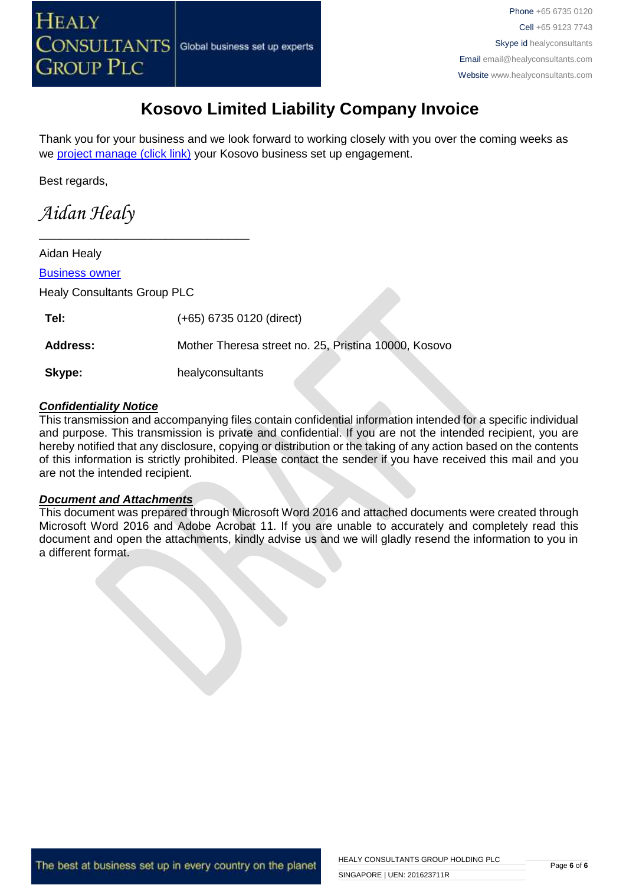# Kosovo Limited Liability Company Invoice

Thank you for your business and we look forward to working closely with you over the coming weeks as we project manage (click link) your Kosovo business set up engagement.

Best regards,

*Aidan Healy*

______________________________

Aidan Healy

Business owner

Healy Consultants Group PLC

| | |
|---|---|
| **Tel:** | (+65) 6735 0120 (direct) |
| **Address:** | Mother Theresa street no. 25, Pristina 10000, Kosovo |
| **Skype:** | healyconsultants |

***Confidentiality Notice***

This transmission and accompanying files contain confidential information intended for a specific individual and purpose. This transmission is private and confidential. If you are not the intended recipient, you are hereby notified that any disclosure, copying or distribution or the taking of any action based on the contents of this information is strictly prohibited. Please contact the sender if you have received this mail and you are not the intended recipient.

***Document and Attachments***

This document was prepared through Microsoft Word 2016 and attached documents were created through Microsoft Word 2016 and Adobe Acrobat 11. If you are unable to accurately and completely read this document and open the attachments, kindly advise us and we will gladly resend the information to you in a different format.